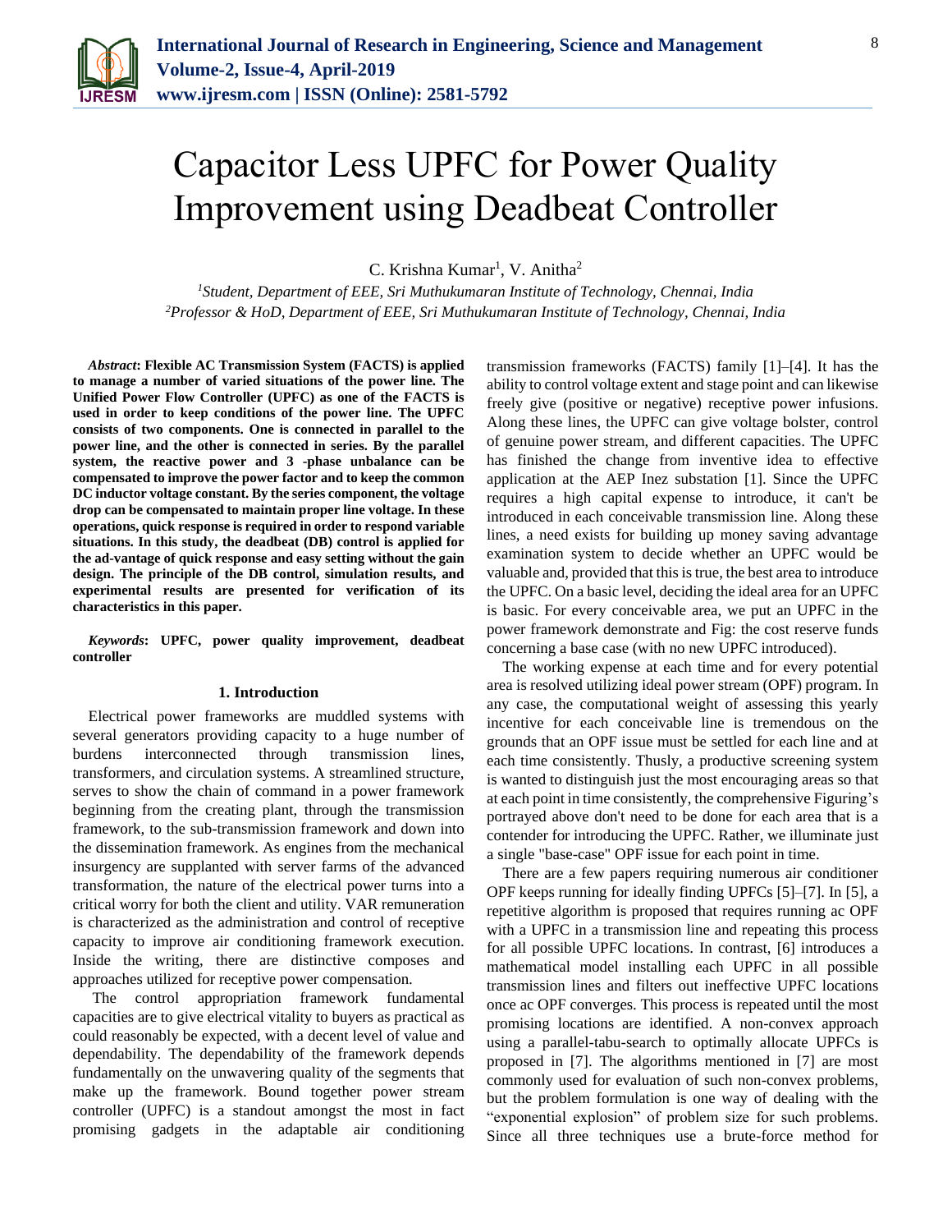# Capacitor Less UPFC for Power Quality Improvement using Deadbeat Controller

C. Krishna Kumar[1], V. Anitha[2]

[1]*Student, Department of EEE, Sri Muthukumaran Institute of Technology, Chennai, India*
[2]*Professor & HoD, Department of EEE, Sri Muthukumaran Institute of Technology, Chennai, India*

***Abstract*: Flexible AC Transmission System (FACTS) is applied to manage a number of varied situations of the power line. The Unified Power Flow Controller (UPFC) as one of the FACTS is used in order to keep conditions of the power line. The UPFC consists of two components. One is connected in parallel to the power line, and the other is connected in series. By the parallel system, the reactive power and 3 -phase unbalance can be compensated to improve the power factor and to keep the common DC inductor voltage constant. By the series component, the voltage drop can be compensated to maintain proper line voltage. In these operations, quick response is required in order to respond variable situations. In this study, the deadbeat (DB) control is applied for the ad-vantage of quick response and easy setting without the gain design. The principle of the DB control, simulation results, and experimental results are presented for verification of its characteristics in this paper.**

***Keywords*: UPFC, power quality improvement, deadbeat controller**

## 1. Introduction

Electrical power frameworks are muddled systems with several generators providing capacity to a huge number of burdens interconnected through transmission lines, transformers, and circulation systems. A streamlined structure, serves to show the chain of command in a power framework beginning from the creating plant, through the transmission framework, to the sub-transmission framework and down into the dissemination framework. As engines from the mechanical insurgency are supplanted with server farms of the advanced transformation, the nature of the electrical power turns into a critical worry for both the client and utility. VAR remuneration is characterized as the administration and control of receptive capacity to improve air conditioning framework execution. Inside the writing, there are distinctive composes and approaches utilized for receptive power compensation.

The control appropriation framework fundamental capacities are to give electrical vitality to buyers as practical as could reasonably be expected, with a decent level of value and dependability. The dependability of the framework depends fundamentally on the unwavering quality of the segments that make up the framework. Bound together power stream controller (UPFC) is a standout amongst the most in fact promising gadgets in the adaptable air conditioning transmission frameworks (FACTS) family [1]–[4]. It has the ability to control voltage extent and stage point and can likewise freely give (positive or negative) receptive power infusions. Along these lines, the UPFC can give voltage bolster, control of genuine power stream, and different capacities. The UPFC has finished the change from inventive idea to effective application at the AEP Inez substation [1]. Since the UPFC requires a high capital expense to introduce, it can't be introduced in each conceivable transmission line. Along these lines, a need exists for building up money saving advantage examination system to decide whether an UPFC would be valuable and, provided that this is true, the best area to introduce the UPFC. On a basic level, deciding the ideal area for an UPFC is basic. For every conceivable area, we put an UPFC in the power framework demonstrate and Fig: the cost reserve funds concerning a base case (with no new UPFC introduced).

The working expense at each time and for every potential area is resolved utilizing ideal power stream (OPF) program. In any case, the computational weight of assessing this yearly incentive for each conceivable line is tremendous on the grounds that an OPF issue must be settled for each line and at each time consistently. Thusly, a productive screening system is wanted to distinguish just the most encouraging areas so that at each point in time consistently, the comprehensive Figuring's portrayed above don't need to be done for each area that is a contender for introducing the UPFC. Rather, we illuminate just a single "base-case" OPF issue for each point in time.

There are a few papers requiring numerous air conditioner OPF keeps running for ideally finding UPFCs [5]–[7]. In [5], a repetitive algorithm is proposed that requires running ac OPF with a UPFC in a transmission line and repeating this process for all possible UPFC locations. In contrast, [6] introduces a mathematical model installing each UPFC in all possible transmission lines and filters out ineffective UPFC locations once ac OPF converges. This process is repeated until the most promising locations are identified. A non-convex approach using a parallel-tabu-search to optimally allocate UPFCs is proposed in [7]. The algorithms mentioned in [7] are most commonly used for evaluation of such non-convex problems, but the problem formulation is one way of dealing with the "exponential explosion" of problem size for such problems. Since all three techniques use a brute-force method for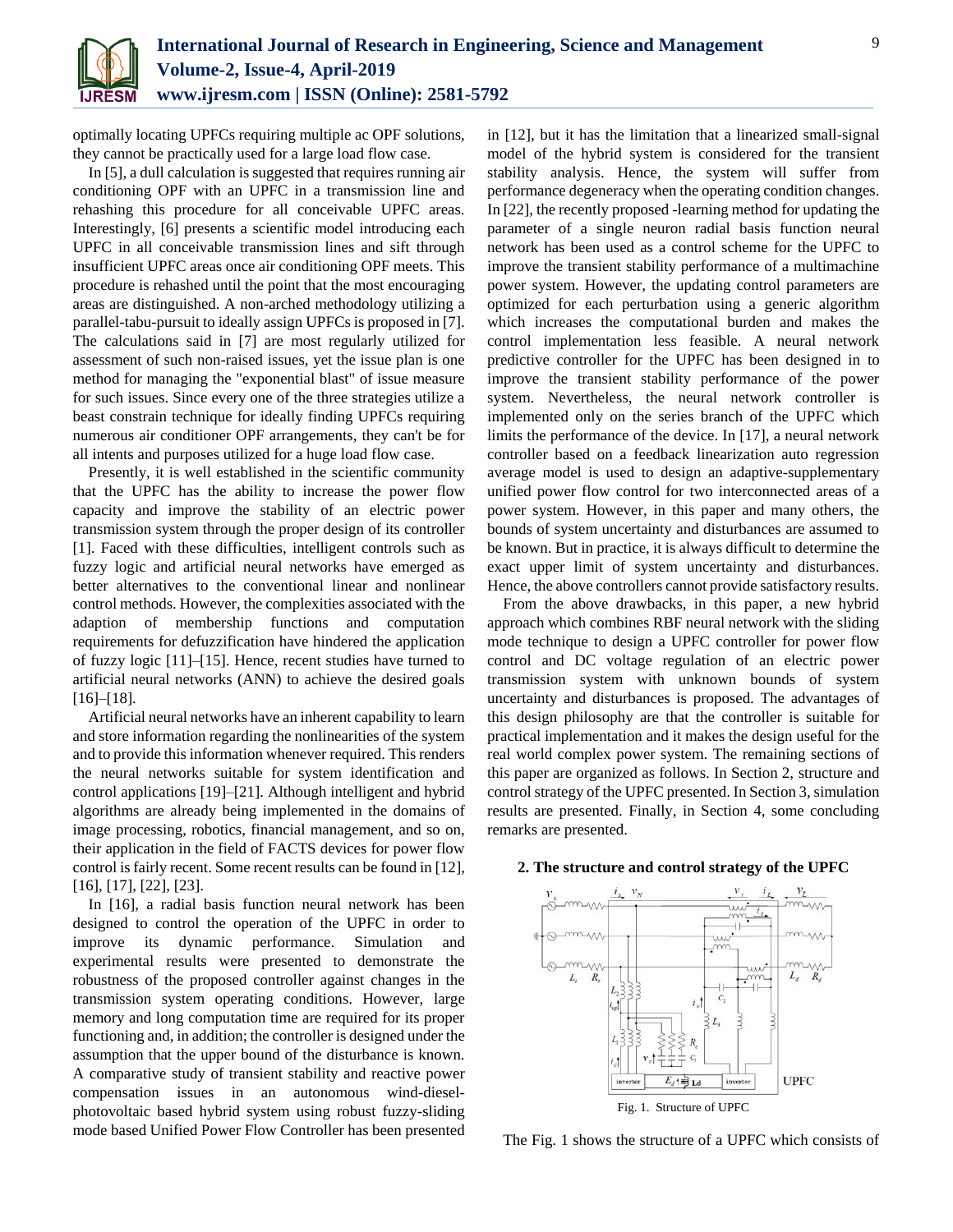optimally locating UPFCs requiring multiple ac OPF solutions, they cannot be practically used for a large load flow case.

In [5], a dull calculation is suggested that requires running air conditioning OPF with an UPFC in a transmission line and rehashing this procedure for all conceivable UPFC areas. Interestingly, [6] presents a scientific model introducing each UPFC in all conceivable transmission lines and sift through insufficient UPFC areas once air conditioning OPF meets. This procedure is rehashed until the point that the most encouraging areas are distinguished. A non-arched methodology utilizing a parallel-tabu-pursuit to ideally assign UPFCs is proposed in [7]. The calculations said in [7] are most regularly utilized for assessment of such non-raised issues, yet the issue plan is one method for managing the "exponential blast" of issue measure for such issues. Since every one of the three strategies utilize a beast constrain technique for ideally finding UPFCs requiring numerous air conditioner OPF arrangements, they can't be for all intents and purposes utilized for a huge load flow case.

Presently, it is well established in the scientific community that the UPFC has the ability to increase the power flow capacity and improve the stability of an electric power transmission system through the proper design of its controller [1]. Faced with these difficulties, intelligent controls such as fuzzy logic and artificial neural networks have emerged as better alternatives to the conventional linear and nonlinear control methods. However, the complexities associated with the adaption of membership functions and computation requirements for defuzzification have hindered the application of fuzzy logic [11]–[15]. Hence, recent studies have turned to artificial neural networks (ANN) to achieve the desired goals [16]–[18].

Artificial neural networks have an inherent capability to learn and store information regarding the nonlinearities of the system and to provide this information whenever required. This renders the neural networks suitable for system identification and control applications [19]–[21]. Although intelligent and hybrid algorithms are already being implemented in the domains of image processing, robotics, financial management, and so on, their application in the field of FACTS devices for power flow control is fairly recent. Some recent results can be found in [12], [16], [17], [22], [23].

In [16], a radial basis function neural network has been designed to control the operation of the UPFC in order to improve its dynamic performance. Simulation and experimental results were presented to demonstrate the robustness of the proposed controller against changes in the transmission system operating conditions. However, large memory and long computation time are required for its proper functioning and, in addition; the controller is designed under the assumption that the upper bound of the disturbance is known. A comparative study of transient stability and reactive power compensation issues in an autonomous wind-diesel-photovoltaic based hybrid system using robust fuzzy-sliding mode based Unified Power Flow Controller has been presented in [12], but it has the limitation that a linearized small-signal model of the hybrid system is considered for the transient stability analysis. Hence, the system will suffer from performance degeneracy when the operating condition changes. In [22], the recently proposed -learning method for updating the parameter of a single neuron radial basis function neural network has been used as a control scheme for the UPFC to improve the transient stability performance of a multimachine power system. However, the updating control parameters are optimized for each perturbation using a generic algorithm which increases the computational burden and makes the control implementation less feasible. A neural network predictive controller for the UPFC has been designed in to improve the transient stability performance of the power system. Nevertheless, the neural network controller is implemented only on the series branch of the UPFC which limits the performance of the device. In [17], a neural network controller based on a feedback linearization auto regression average model is used to design an adaptive-supplementary unified power flow control for two interconnected areas of a power system. However, in this paper and many others, the bounds of system uncertainty and disturbances are assumed to be known. But in practice, it is always difficult to determine the exact upper limit of system uncertainty and disturbances. Hence, the above controllers cannot provide satisfactory results.

From the above drawbacks, in this paper, a new hybrid approach which combines RBF neural network with the sliding mode technique to design a UPFC controller for power flow control and DC voltage regulation of an electric power transmission system with unknown bounds of system uncertainty and disturbances is proposed. The advantages of this design philosophy are that the controller is suitable for practical implementation and it makes the design useful for the real world complex power system. The remaining sections of this paper are organized as follows. In Section 2, structure and control strategy of the UPFC presented. In Section 3, simulation results are presented. Finally, in Section 4, some concluding remarks are presented.

## 2. The structure and control strategy of the UPFC

Fig. 1. Structure of UPFC

The Fig. 1 shows the structure of a UPFC which consists of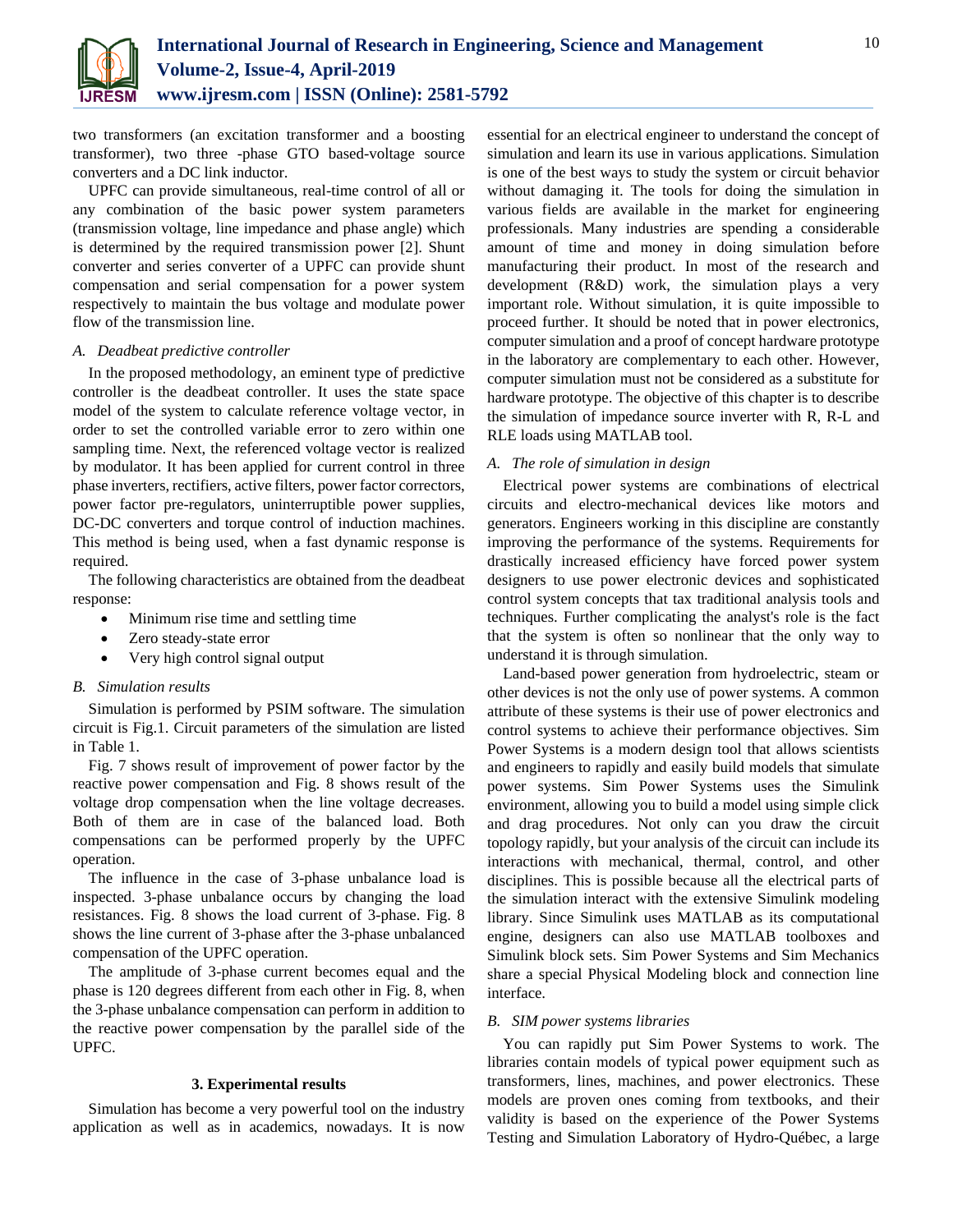two transformers (an excitation transformer and a boosting transformer), two three -phase GTO based-voltage source converters and a DC link inductor.

UPFC can provide simultaneous, real-time control of all or any combination of the basic power system parameters (transmission voltage, line impedance and phase angle) which is determined by the required transmission power [2]. Shunt converter and series converter of a UPFC can provide shunt compensation and serial compensation for a power system respectively to maintain the bus voltage and modulate power flow of the transmission line.

### *A. Deadbeat predictive controller*

In the proposed methodology, an eminent type of predictive controller is the deadbeat controller. It uses the state space model of the system to calculate reference voltage vector, in order to set the controlled variable error to zero within one sampling time. Next, the referenced voltage vector is realized by modulator. It has been applied for current control in three phase inverters, rectifiers, active filters, power factor correctors, power factor pre-regulators, uninterruptible power supplies, DC-DC converters and torque control of induction machines. This method is being used, when a fast dynamic response is required.

The following characteristics are obtained from the deadbeat response:

- Minimum rise time and settling time
- Zero steady-state error
- Very high control signal output

### *B. Simulation results*

Simulation is performed by PSIM software. The simulation circuit is Fig.1. Circuit parameters of the simulation are listed in Table 1.

Fig. 7 shows result of improvement of power factor by the reactive power compensation and Fig. 8 shows result of the voltage drop compensation when the line voltage decreases. Both of them are in case of the balanced load. Both compensations can be performed properly by the UPFC operation.

The influence in the case of 3-phase unbalance load is inspected. 3-phase unbalance occurs by changing the load resistances. Fig. 8 shows the load current of 3-phase. Fig. 8 shows the line current of 3-phase after the 3-phase unbalanced compensation of the UPFC operation.

The amplitude of 3-phase current becomes equal and the phase is 120 degrees different from each other in Fig. 8, when the 3-phase unbalance compensation can perform in addition to the reactive power compensation by the parallel side of the UPFC.

## 3. Experimental results

Simulation has become a very powerful tool on the industry application as well as in academics, nowadays. It is now essential for an electrical engineer to understand the concept of simulation and learn its use in various applications. Simulation is one of the best ways to study the system or circuit behavior without damaging it. The tools for doing the simulation in various fields are available in the market for engineering professionals. Many industries are spending a considerable amount of time and money in doing simulation before manufacturing their product. In most of the research and development (R&D) work, the simulation plays a very important role. Without simulation, it is quite impossible to proceed further. It should be noted that in power electronics, computer simulation and a proof of concept hardware prototype in the laboratory are complementary to each other. However, computer simulation must not be considered as a substitute for hardware prototype. The objective of this chapter is to describe the simulation of impedance source inverter with R, R-L and RLE loads using MATLAB tool.

### *A. The role of simulation in design*

Electrical power systems are combinations of electrical circuits and electro-mechanical devices like motors and generators. Engineers working in this discipline are constantly improving the performance of the systems. Requirements for drastically increased efficiency have forced power system designers to use power electronic devices and sophisticated control system concepts that tax traditional analysis tools and techniques. Further complicating the analyst's role is the fact that the system is often so nonlinear that the only way to understand it is through simulation.

Land-based power generation from hydroelectric, steam or other devices is not the only use of power systems. A common attribute of these systems is their use of power electronics and control systems to achieve their performance objectives. Sim Power Systems is a modern design tool that allows scientists and engineers to rapidly and easily build models that simulate power systems. Sim Power Systems uses the Simulink environment, allowing you to build a model using simple click and drag procedures. Not only can you draw the circuit topology rapidly, but your analysis of the circuit can include its interactions with mechanical, thermal, control, and other disciplines. This is possible because all the electrical parts of the simulation interact with the extensive Simulink modeling library. Since Simulink uses MATLAB as its computational engine, designers can also use MATLAB toolboxes and Simulink block sets. Sim Power Systems and Sim Mechanics share a special Physical Modeling block and connection line interface.

### *B. SIM power systems libraries*

You can rapidly put Sim Power Systems to work. The libraries contain models of typical power equipment such as transformers, lines, machines, and power electronics. These models are proven ones coming from textbooks, and their validity is based on the experience of the Power Systems Testing and Simulation Laboratory of Hydro-Québec, a large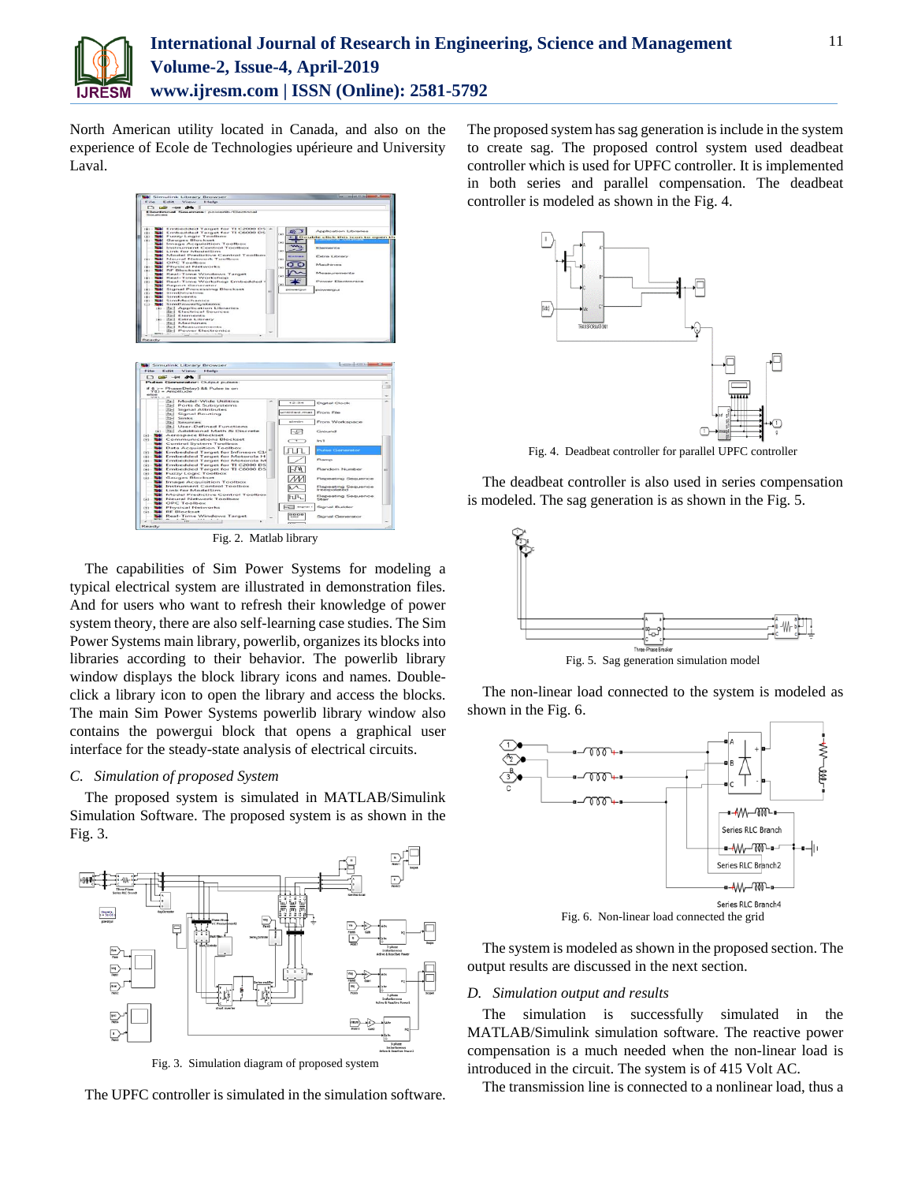North American utility located in Canada, and also on the experience of Ecole de Technologies upérieure and University Laval.

Fig. 2. Matlab library

The capabilities of Sim Power Systems for modeling a typical electrical system are illustrated in demonstration files. And for users who want to refresh their knowledge of power system theory, there are also self-learning case studies. The Sim Power Systems main library, powerlib, organizes its blocks into libraries according to their behavior. The powerlib library window displays the block library icons and names. Double-click a library icon to open the library and access the blocks. The main Sim Power Systems powerlib library window also contains the powergui block that opens a graphical user interface for the steady-state analysis of electrical circuits.

### *C. Simulation of proposed System*

The proposed system is simulated in MATLAB/Simulink Simulation Software. The proposed system is as shown in the Fig. 3.

Fig. 3. Simulation diagram of proposed system

The UPFC controller is simulated in the simulation software. The proposed system has sag generation is include in the system to create sag. The proposed control system used deadbeat controller which is used for UPFC controller. It is implemented in both series and parallel compensation. The deadbeat controller is modeled as shown in the Fig. 4.

Fig. 4. Deadbeat controller for parallel UPFC controller

The deadbeat controller is also used in series compensation is modeled. The sag generation is as shown in the Fig. 5.

Fig. 5. Sag generation simulation model

The non-linear load connected to the system is modeled as shown in the Fig. 6.

Fig. 6. Non-linear load connected the grid

The system is modeled as shown in the proposed section. The output results are discussed in the next section.

### *D. Simulation output and results*

The simulation is successfully simulated in the MATLAB/Simulink simulation software. The reactive power compensation is a much needed when the non-linear load is introduced in the circuit. The system is of 415 Volt AC.

The transmission line is connected to a nonlinear load, thus a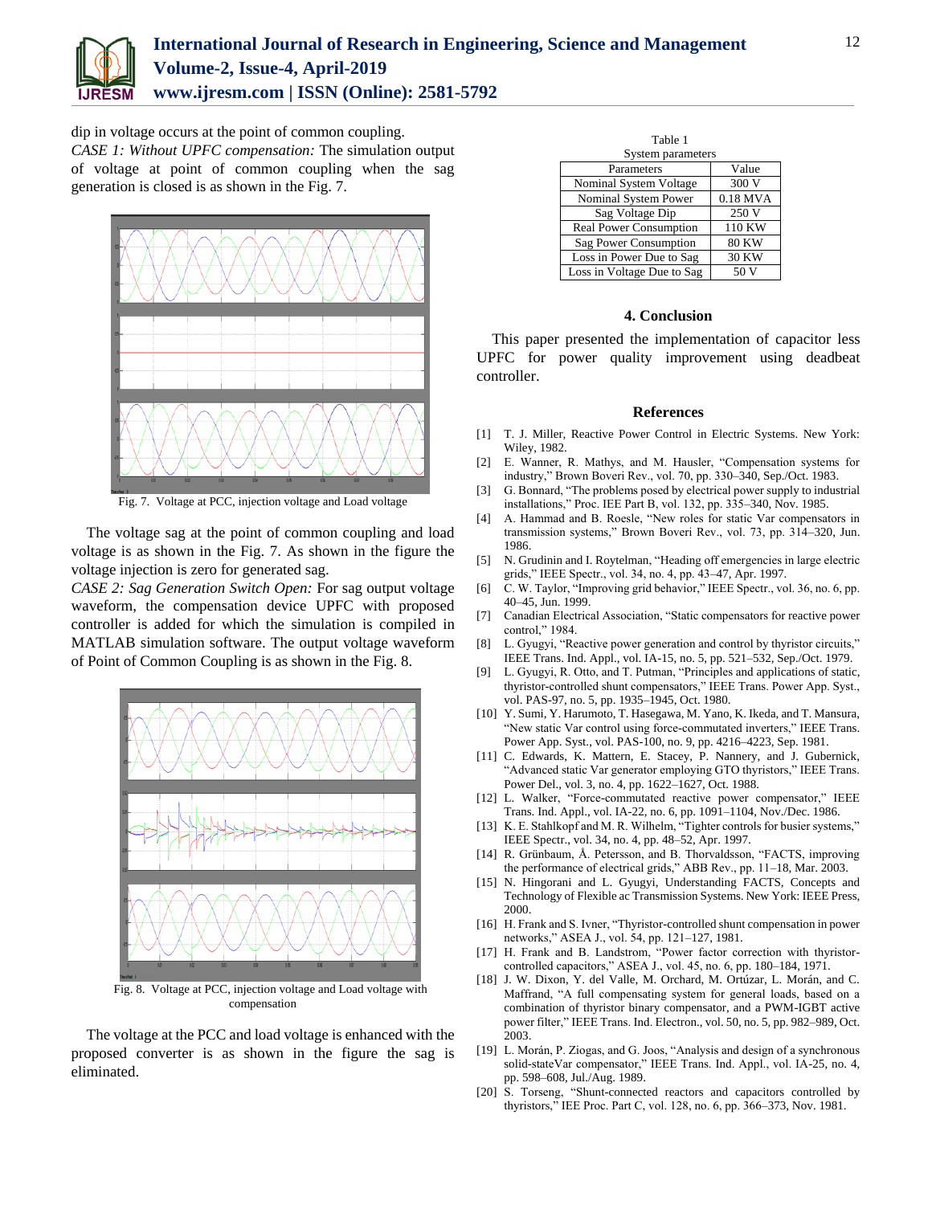dip in voltage occurs at the point of common coupling.

*CASE 1: Without UPFC compensation:* The simulation output of voltage at point of common coupling when the sag generation is closed is as shown in the Fig. 7.

Fig. 7. Voltage at PCC, injection voltage and Load voltage

The voltage sag at the point of common coupling and load voltage is as shown in the Fig. 7. As shown in the figure the voltage injection is zero for generated sag.

*CASE 2: Sag Generation Switch Open:* For sag output voltage waveform, the compensation device UPFC with proposed controller is added for which the simulation is compiled in MATLAB simulation software. The output voltage waveform of Point of Common Coupling is as shown in the Fig. 8.

Fig. 8. Voltage at PCC, injection voltage and Load voltage with compensation

The voltage at the PCC and load voltage is enhanced with the proposed converter is as shown in the figure the sag is eliminated.

Table 1
System parameters

| Parameters | Value |
|---|---|
| Nominal System Voltage | 300 V |
| Nominal System Power | 0.18 MVA |
| Sag Voltage Dip | 250 V |
| Real Power Consumption | 110 KW |
| Sag Power Consumption | 80 KW |
| Loss in Power Due to Sag | 30 KW |
| Loss in Voltage Due to Sag | 50 V |

## 4. Conclusion

This paper presented the implementation of capacitor less UPFC for power quality improvement using deadbeat controller.

## References

[1] T. J. Miller, Reactive Power Control in Electric Systems. New York: Wiley, 1982.

[2] E. Wanner, R. Mathys, and M. Hausler, "Compensation systems for industry," Brown Boveri Rev., vol. 70, pp. 330–340, Sep./Oct. 1983.

[3] G. Bonnard, "The problems posed by electrical power supply to industrial installations," Proc. IEE Part B, vol. 132, pp. 335–340, Nov. 1985.

[4] A. Hammad and B. Roesle, "New roles for static Var compensators in transmission systems," Brown Boveri Rev., vol. 73, pp. 314–320, Jun. 1986.

[5] N. Grudinin and I. Roytelman, "Heading off emergencies in large electric grids," IEEE Spectr., vol. 34, no. 4, pp. 43–47, Apr. 1997.

[6] C. W. Taylor, "Improving grid behavior," IEEE Spectr., vol. 36, no. 6, pp. 40–45, Jun. 1999.

[7] Canadian Electrical Association, "Static compensators for reactive power control," 1984.

[8] L. Gyugyi, "Reactive power generation and control by thyristor circuits," IEEE Trans. Ind. Appl., vol. IA-15, no. 5, pp. 521–532, Sep./Oct. 1979.

[9] L. Gyugyi, R. Otto, and T. Putman, "Principles and applications of static, thyristor-controlled shunt compensators," IEEE Trans. Power App. Syst., vol. PAS-97, no. 5, pp. 1935–1945, Oct. 1980.

[10] Y. Sumi, Y. Harumoto, T. Hasegawa, M. Yano, K. Ikeda, and T. Mansura, "New static Var control using force-commutated inverters," IEEE Trans. Power App. Syst., vol. PAS-100, no. 9, pp. 4216–4223, Sep. 1981.

[11] C. Edwards, K. Mattern, E. Stacey, P. Nannery, and J. Gubernick, "Advanced static Var generator employing GTO thyristors," IEEE Trans. Power Del., vol. 3, no. 4, pp. 1622–1627, Oct. 1988.

[12] L. Walker, "Force-commutated reactive power compensator," IEEE Trans. Ind. Appl., vol. IA-22, no. 6, pp. 1091–1104, Nov./Dec. 1986.

[13] K. E. Stahlkopf and M. R. Wilhelm, "Tighter controls for busier systems," IEEE Spectr., vol. 34, no. 4, pp. 48–52, Apr. 1997.

[14] R. Grünbaum, Å. Petersson, and B. Thorvaldsson, "FACTS, improving the performance of electrical grids," ABB Rev., pp. 11–18, Mar. 2003.

[15] N. Hingorani and L. Gyugyi, Understanding FACTS, Concepts and Technology of Flexible ac Transmission Systems. New York: IEEE Press, 2000.

[16] H. Frank and S. Ivner, "Thyristor-controlled shunt compensation in power networks," ASEA J., vol. 54, pp. 121–127, 1981.

[17] H. Frank and B. Landstrom, "Power factor correction with thyristor-controlled capacitors," ASEA J., vol. 45, no. 6, pp. 180–184, 1971.

[18] J. W. Dixon, Y. del Valle, M. Orchard, M. Ortúzar, L. Morán, and C. Maffrand, "A full compensating system for general loads, based on a combination of thyristor binary compensator, and a PWM-IGBT active power filter," IEEE Trans. Ind. Electron., vol. 50, no. 5, pp. 982–989, Oct. 2003.

[19] L. Morán, P. Ziogas, and G. Joos, "Analysis and design of a synchronous solid-stateVar compensator," IEEE Trans. Ind. Appl., vol. IA-25, no. 4, pp. 598–608, Jul./Aug. 1989.

[20] S. Torseng, "Shunt-connected reactors and capacitors controlled by thyristors," IEE Proc. Part C, vol. 128, no. 6, pp. 366–373, Nov. 1981.